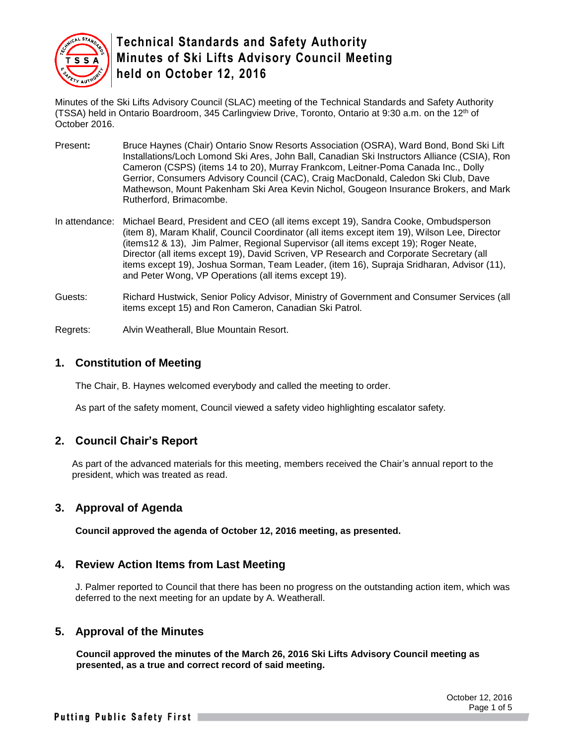# Technical Standards and Safety Authority Minutes of Ski Lifts Advisory Council Meeting held on October 12, 2016

Minutes of the Ski Lifts Advisory Council (SLAC) meeting of the Technical Standards and Safety Authority (TSSA) held in Ontario Boardroom, 345 Carlingview Drive, Toronto, Ontario at 9:30 a.m. on the 12th of October 2016.

**Present:** Bruce Haynes (Chair) Ontario Snow Resorts Association (OSRA), Ward Bond, Bond Ski Lift Installations/Loch Lomond Ski Ares, John Ball, Canadian Ski Instructors Alliance (CSIA), Ron Cameron (CSPS) (items 14 to 20), Murray Frankcom, Leitner-Poma Canada Inc., Dolly Gerrior, Consumers Advisory Council (CAC), Craig MacDonald, Caledon Ski Club, Dave Mathewson, Mount Pakenham Ski Area Kevin Nichol, Gougeon Insurance Brokers, and Mark Rutherford, Brimacombe.

In attendance: Michael Beard, President and CEO (all items except 19), Sandra Cooke, Ombudsperson (item 8), Maram Khalif, Council Coordinator (all items except item 19), Wilson Lee, Director (items12 & 13), Jim Palmer, Regional Supervisor (all items except 19); Roger Neate, Director (all items except 19), David Scriven, VP Research and Corporate Secretary (all items except 19), Joshua Sorman, Team Leader, (item 16), Supraja Sridharan, Advisor (11), and Peter Wong, VP Operations (all items except 19).

Guests: Richard Hustwick, Senior Policy Advisor, Ministry of Government and Consumer Services (all items except 15) and Ron Cameron, Canadian Ski Patrol.

Regrets: Alvin Weatherall, Blue Mountain Resort.

## 1. Constitution of Meeting

The Chair, B. Haynes welcomed everybody and called the meeting to order.

As part of the safety moment, Council viewed a safety video highlighting escalator safety.

## 2. Council Chair's Report

As part of the advanced materials for this meeting, members received the Chair's annual report to the president, which was treated as read.

## 3. Approval of Agenda

**Council approved the agenda of October 12, 2016 meeting, as presented.**

## 4. Review Action Items from Last Meeting

J. Palmer reported to Council that there has been no progress on the outstanding action item, which was deferred to the next meeting for an update by A. Weatherall.

## 5. Approval of the Minutes

**Council approved the minutes of the March 26, 2016 Ski Lifts Advisory Council meeting as presented, as a true and correct record of said meeting.**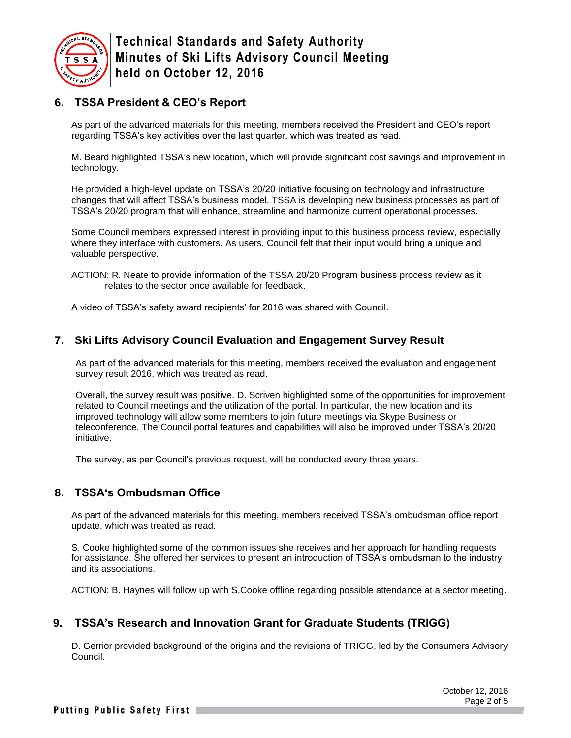## 6. TSSA President & CEO's Report

As part of the advanced materials for this meeting, members received the President and CEO's report regarding TSSA's key activities over the last quarter, which was treated as read.

M. Beard highlighted TSSA's new location, which will provide significant cost savings and improvement in technology.

He provided a high-level update on TSSA's 20/20 initiative focusing on technology and infrastructure changes that will affect TSSA's business model. TSSA is developing new business processes as part of TSSA's 20/20 program that will enhance, streamline and harmonize current operational processes.

Some Council members expressed interest in providing input to this business process review, especially where they interface with customers. As users, Council felt that their input would bring a unique and valuable perspective.

ACTION: R. Neate to provide information of the TSSA 20/20 Program business process review as it relates to the sector once available for feedback.

A video of TSSA's safety award recipients' for 2016 was shared with Council.

## 7. Ski Lifts Advisory Council Evaluation and Engagement Survey Result

As part of the advanced materials for this meeting, members received the evaluation and engagement survey result 2016, which was treated as read.

Overall, the survey result was positive. D. Scriven highlighted some of the opportunities for improvement related to Council meetings and the utilization of the portal. In particular, the new location and its improved technology will allow some members to join future meetings via Skype Business or teleconference. The Council portal features and capabilities will also be improved under TSSA's 20/20 initiative.

The survey, as per Council's previous request, will be conducted every three years.

## 8. TSSA's Ombudsman Office

As part of the advanced materials for this meeting, members received TSSA's ombudsman office report update, which was treated as read.

S. Cooke highlighted some of the common issues she receives and her approach for handling requests for assistance. She offered her services to present an introduction of TSSA's ombudsman to the industry and its associations.

ACTION: B. Haynes will follow up with S.Cooke offline regarding possible attendance at a sector meeting.

## 9. TSSA's Research and Innovation Grant for Graduate Students (TRIGG)

D. Gerrior provided background of the origins and the revisions of TRIGG, led by the Consumers Advisory Council.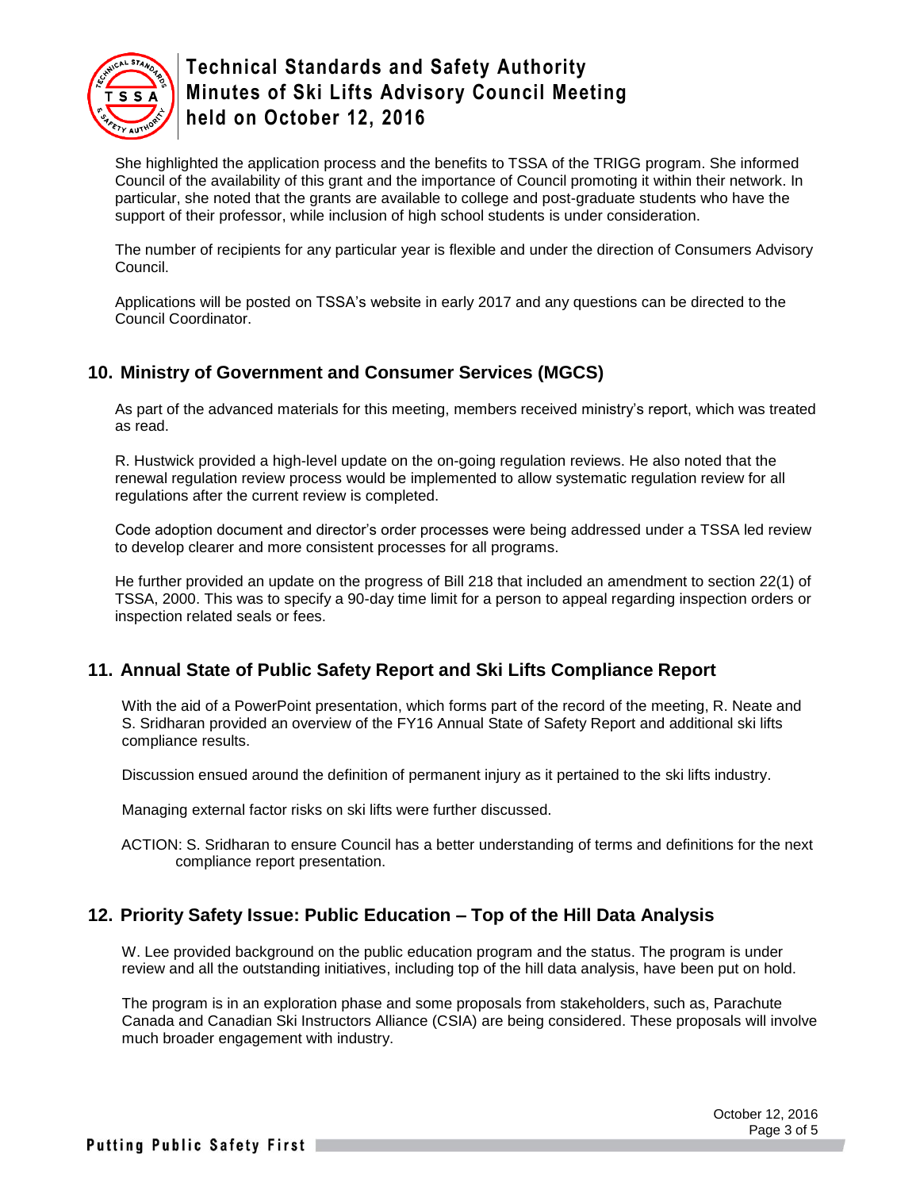She highlighted the application process and the benefits to TSSA of the TRIGG program. She informed Council of the availability of this grant and the importance of Council promoting it within their network. In particular, she noted that the grants are available to college and post-graduate students who have the support of their professor, while inclusion of high school students is under consideration.

The number of recipients for any particular year is flexible and under the direction of Consumers Advisory Council.

Applications will be posted on TSSA's website in early 2017 and any questions can be directed to the Council Coordinator.

## 10. Ministry of Government and Consumer Services (MGCS)

As part of the advanced materials for this meeting, members received ministry's report, which was treated as read.

R. Hustwick provided a high-level update on the on-going regulation reviews. He also noted that the renewal regulation review process would be implemented to allow systematic regulation review for all regulations after the current review is completed.

Code adoption document and director's order processes were being addressed under a TSSA led review to develop clearer and more consistent processes for all programs.

He further provided an update on the progress of Bill 218 that included an amendment to section 22(1) of TSSA, 2000. This was to specify a 90-day time limit for a person to appeal regarding inspection orders or inspection related seals or fees.

## 11. Annual State of Public Safety Report and Ski Lifts Compliance Report

With the aid of a PowerPoint presentation, which forms part of the record of the meeting, R. Neate and S. Sridharan provided an overview of the FY16 Annual State of Safety Report and additional ski lifts compliance results.

Discussion ensued around the definition of permanent injury as it pertained to the ski lifts industry.

Managing external factor risks on ski lifts were further discussed.

ACTION: S. Sridharan to ensure Council has a better understanding of terms and definitions for the next compliance report presentation.

## 12. Priority Safety Issue: Public Education – Top of the Hill Data Analysis

W. Lee provided background on the public education program and the status. The program is under review and all the outstanding initiatives, including top of the hill data analysis, have been put on hold.

The program is in an exploration phase and some proposals from stakeholders, such as, Parachute Canada and Canadian Ski Instructors Alliance (CSIA) are being considered. These proposals will involve much broader engagement with industry.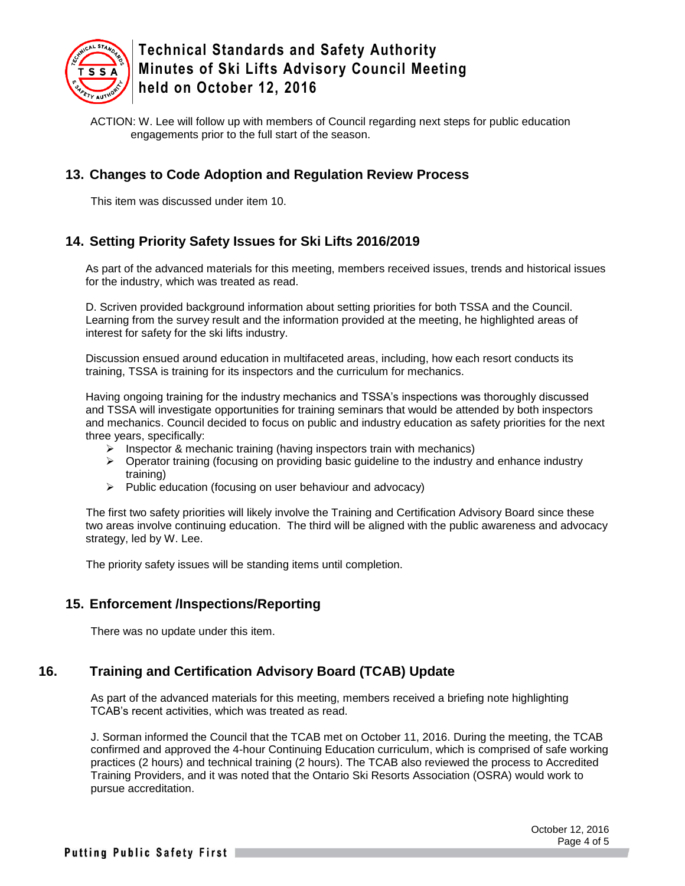ACTION: W. Lee will follow up with members of Council regarding next steps for public education engagements prior to the full start of the season.

## 13. Changes to Code Adoption and Regulation Review Process

This item was discussed under item 10.

## 14. Setting Priority Safety Issues for Ski Lifts 2016/2019

As part of the advanced materials for this meeting, members received issues, trends and historical issues for the industry, which was treated as read.

D. Scriven provided background information about setting priorities for both TSSA and the Council. Learning from the survey result and the information provided at the meeting, he highlighted areas of interest for safety for the ski lifts industry.

Discussion ensued around education in multifaceted areas, including, how each resort conducts its training, TSSA is training for its inspectors and the curriculum for mechanics.

Having ongoing training for the industry mechanics and TSSA's inspections was thoroughly discussed and TSSA will investigate opportunities for training seminars that would be attended by both inspectors and mechanics. Council decided to focus on public and industry education as safety priorities for the next three years, specifically:

- Inspector & mechanic training (having inspectors train with mechanics)
- Operator training (focusing on providing basic guideline to the industry and enhance industry training)
- Public education (focusing on user behaviour and advocacy)

The first two safety priorities will likely involve the Training and Certification Advisory Board since these two areas involve continuing education. The third will be aligned with the public awareness and advocacy strategy, led by W. Lee.

The priority safety issues will be standing items until completion.

## 15. Enforcement /Inspections/Reporting

There was no update under this item.

## 16. Training and Certification Advisory Board (TCAB) Update

As part of the advanced materials for this meeting, members received a briefing note highlighting TCAB's recent activities, which was treated as read.

J. Sorman informed the Council that the TCAB met on October 11, 2016. During the meeting, the TCAB confirmed and approved the 4-hour Continuing Education curriculum, which is comprised of safe working practices (2 hours) and technical training (2 hours). The TCAB also reviewed the process to Accredited Training Providers, and it was noted that the Ontario Ski Resorts Association (OSRA) would work to pursue accreditation.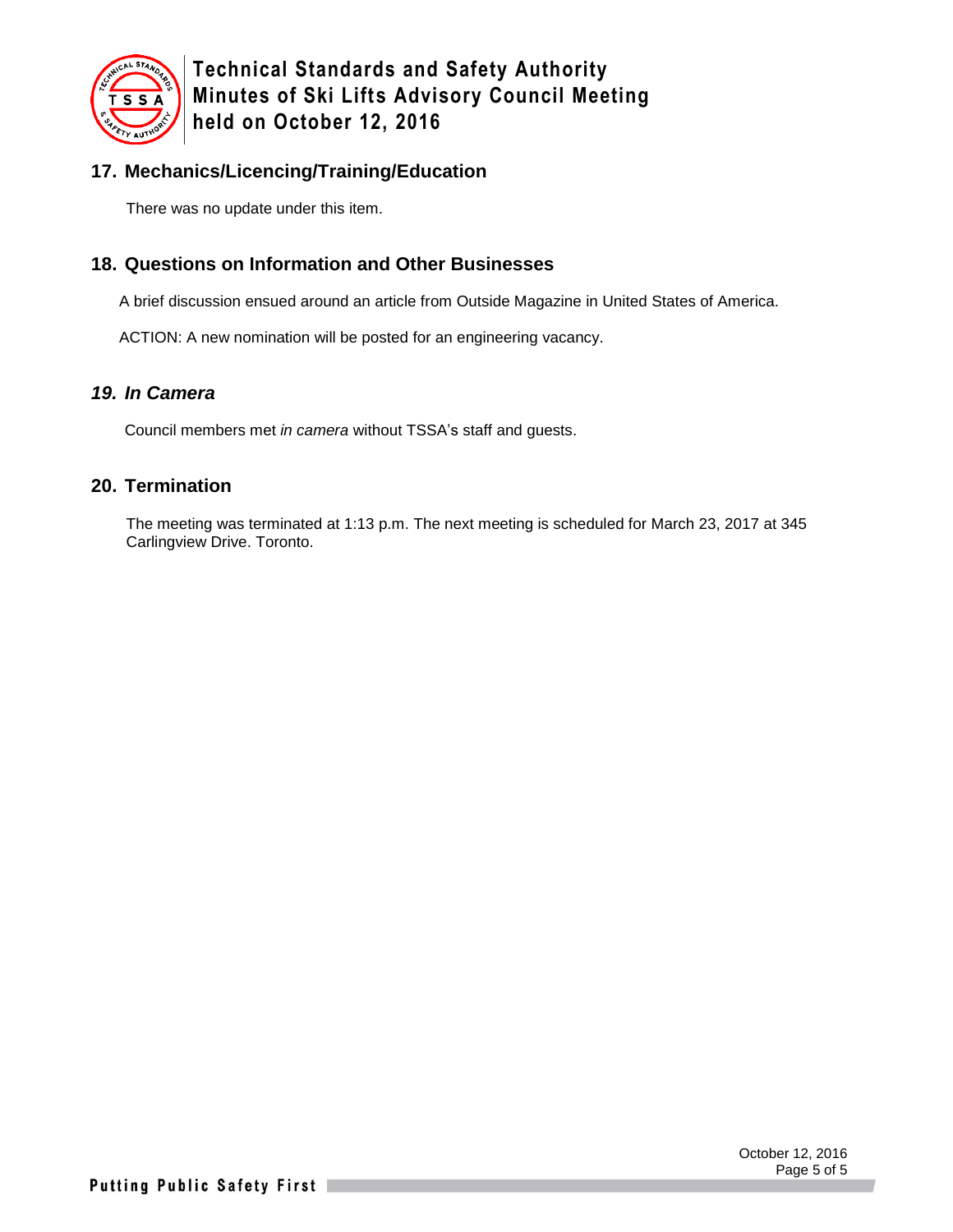## 17. Mechanics/Licencing/Training/Education

There was no update under this item.

## 18. Questions on Information and Other Businesses

A brief discussion ensued around an article from Outside Magazine in United States of America.

ACTION: A new nomination will be posted for an engineering vacancy.

## *19. In Camera*

Council members met *in camera* without TSSA's staff and guests.

## 20. Termination

The meeting was terminated at 1:13 p.m. The next meeting is scheduled for March 23, 2017 at 345 Carlingview Drive. Toronto.